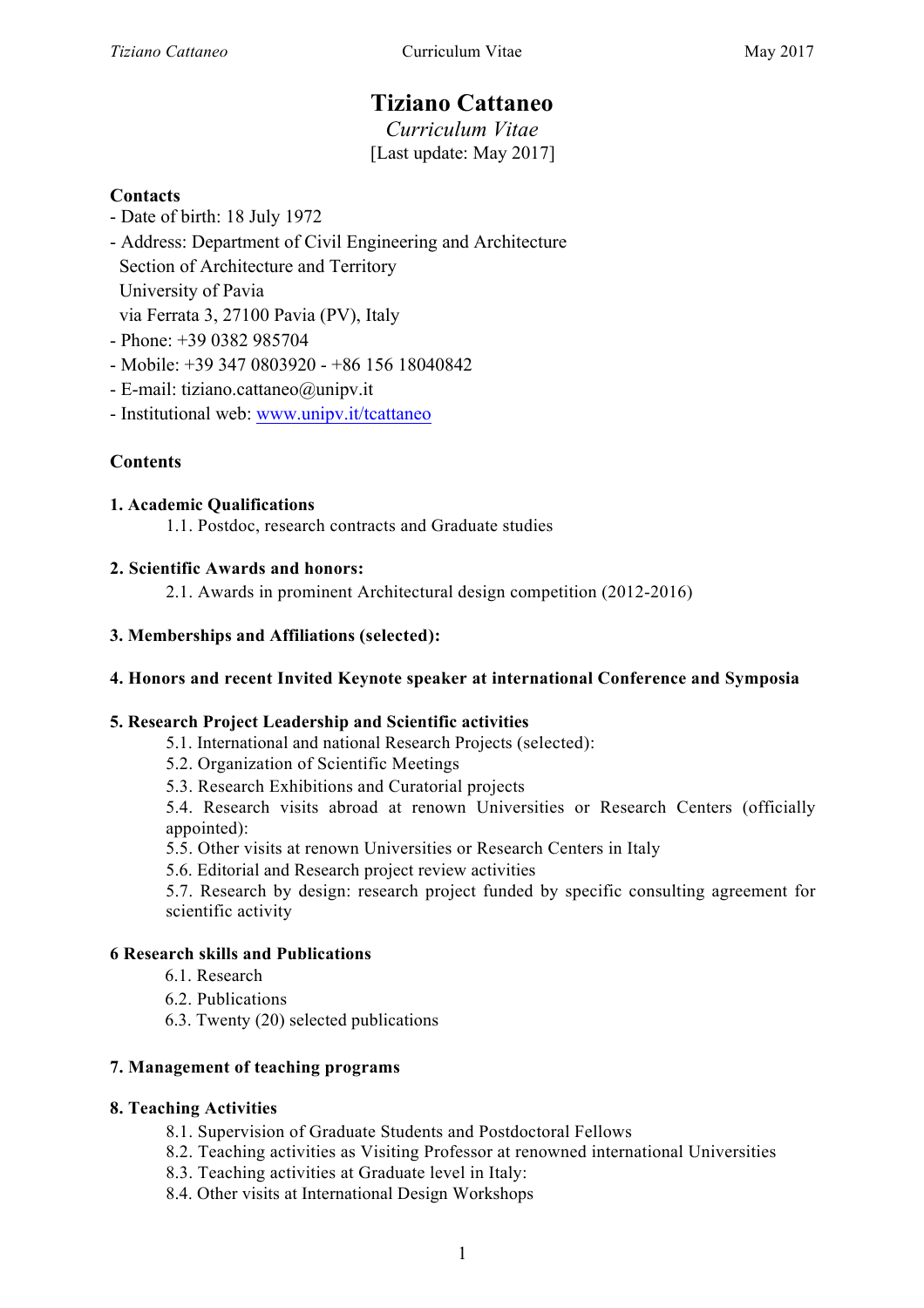# Tiziano Cattaneo

*Curriculum Vitae*

[Last update: May 2017]

**Contacts**

- Date of birth: 18 July 1972
- Address: Department of Civil Engineering and Architecture
  Section of Architecture and Territory
  University of Pavia
  via Ferrata 3, 27100 Pavia (PV), Italy
- Phone: +39 0382 985704
- Mobile: +39 347 0803920 - +86 156 18040842
- E-mail: tiziano.cattaneo@unipv.it
- Institutional web: [www.unipv.it/tcattaneo](http://www.unipv.it/tcattaneo)

**Contents**

**1. Academic Qualifications**

1.1. Postdoc, research contracts and Graduate studies

**2. Scientific Awards and honors:**

2.1. Awards in prominent Architectural design competition (2012-2016)

**3. Memberships and Affiliations (selected):**

**4. Honors and recent Invited Keynote speaker at international Conference and Symposia**

**5. Research Project Leadership and Scientific activities**

5.1. International and national Research Projects (selected):
5.2. Organization of Scientific Meetings
5.3. Research Exhibitions and Curatorial projects
5.4. Research visits abroad at renown Universities or Research Centers (officially appointed):
5.5. Other visits at renown Universities or Research Centers in Italy
5.6. Editorial and Research project review activities
5.7. Research by design: research project funded by specific consulting agreement for scientific activity

**6 Research skills and Publications**

6.1. Research
6.2. Publications
6.3. Twenty (20) selected publications

**7. Management of teaching programs**

**8. Teaching Activities**

8.1. Supervision of Graduate Students and Postdoctoral Fellows
8.2. Teaching activities as Visiting Professor at renowned international Universities
8.3. Teaching activities at Graduate level in Italy:
8.4. Other visits at International Design Workshops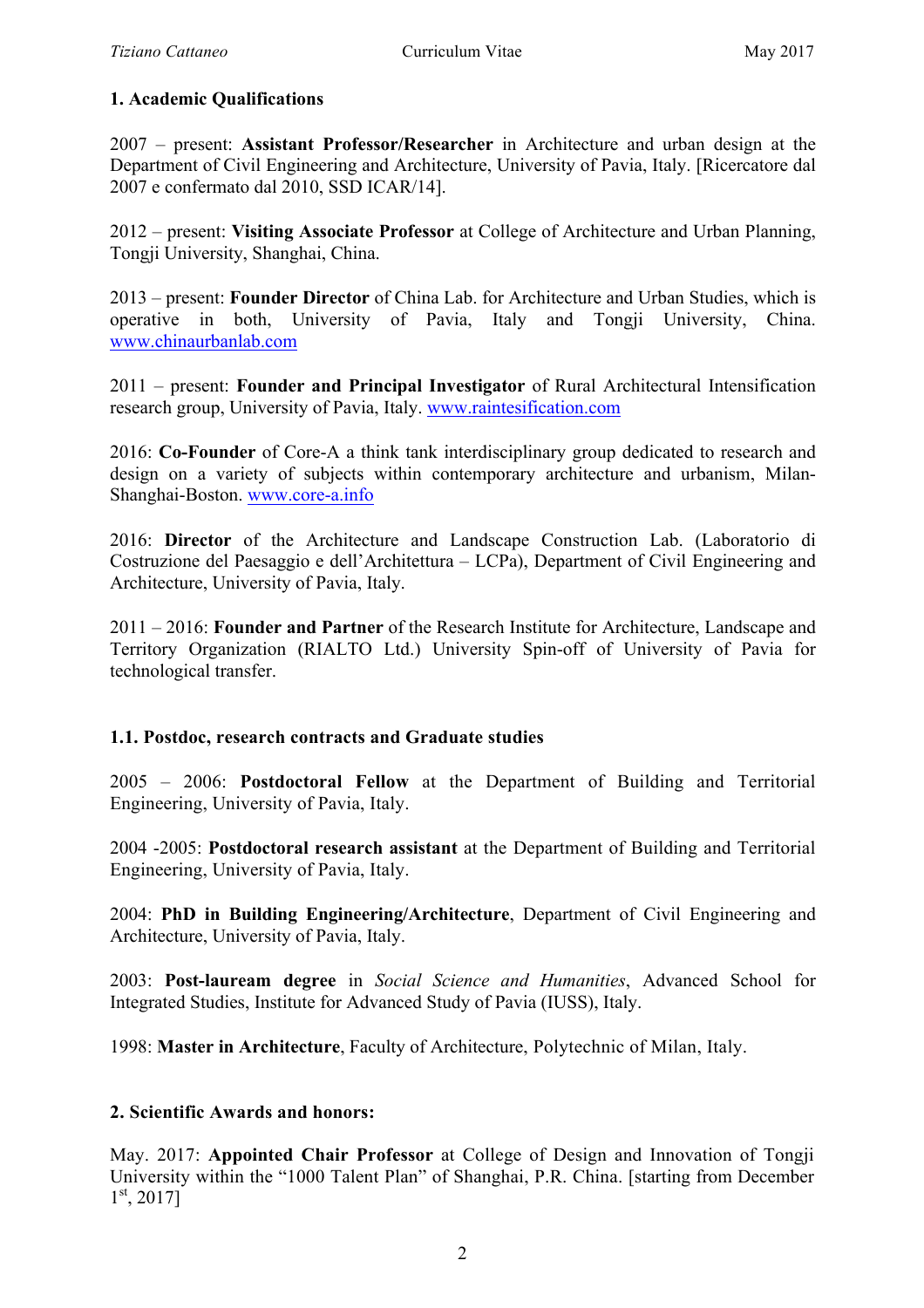### 1. Academic Qualifications

2007 – present: **Assistant Professor/Researcher** in Architecture and urban design at the Department of Civil Engineering and Architecture, University of Pavia, Italy. [Ricercatore dal 2007 e confermato dal 2010, SSD ICAR/14].

2012 – present: **Visiting Associate Professor** at College of Architecture and Urban Planning, Tongji University, Shanghai, China.

2013 – present: **Founder Director** of China Lab. for Architecture and Urban Studies, which is operative in both, University of Pavia, Italy and Tongji University, China. www.chinaurbanlab.com

2011 – present: **Founder and Principal Investigator** of Rural Architectural Intensification research group, University of Pavia, Italy. www.raintesification.com

2016: **Co-Founder** of Core-A a think tank interdisciplinary group dedicated to research and design on a variety of subjects within contemporary architecture and urbanism, Milan-Shanghai-Boston. www.core-a.info

2016: **Director** of the Architecture and Landscape Construction Lab. (Laboratorio di Costruzione del Paesaggio e dell'Architettura – LCPa), Department of Civil Engineering and Architecture, University of Pavia, Italy.

2011 – 2016: **Founder and Partner** of the Research Institute for Architecture, Landscape and Territory Organization (RIALTO Ltd.) University Spin-off of University of Pavia for technological transfer.

### 1.1. Postdoc, research contracts and Graduate studies

2005 – 2006: **Postdoctoral Fellow** at the Department of Building and Territorial Engineering, University of Pavia, Italy.

2004 -2005: **Postdoctoral research assistant** at the Department of Building and Territorial Engineering, University of Pavia, Italy.

2004: **PhD in Building Engineering/Architecture**, Department of Civil Engineering and Architecture, University of Pavia, Italy.

2003: **Post-lauream degree** in *Social Science and Humanities*, Advanced School for Integrated Studies, Institute for Advanced Study of Pavia (IUSS), Italy.

1998: **Master in Architecture**, Faculty of Architecture, Polytechnic of Milan, Italy.

### 2. Scientific Awards and honors:

May. 2017: **Appointed Chair Professor** at College of Design and Innovation of Tongji University within the "1000 Talent Plan" of Shanghai, P.R. China. [starting from December 1st, 2017]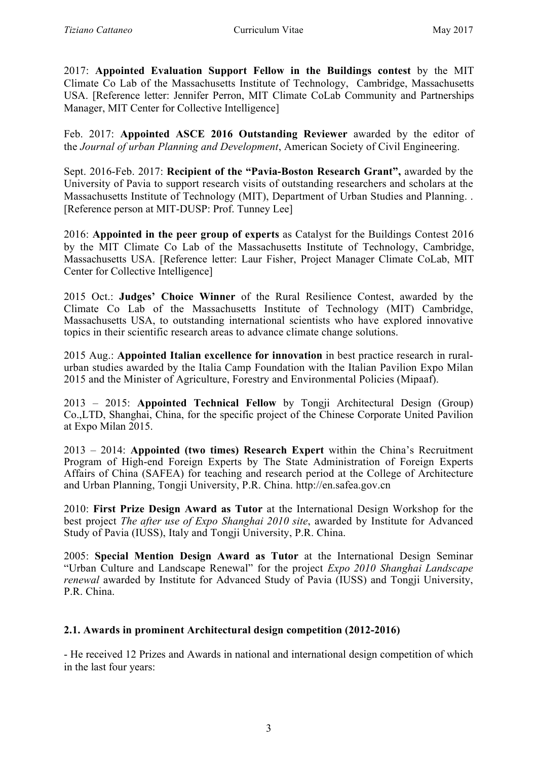2017: **Appointed Evaluation Support Fellow in the Buildings contest** by the MIT Climate Co Lab of the Massachusetts Institute of Technology, Cambridge, Massachusetts USA. [Reference letter: Jennifer Perron, MIT Climate CoLab Community and Partnerships Manager, MIT Center for Collective Intelligence]

Feb. 2017: **Appointed ASCE 2016 Outstanding Reviewer** awarded by the editor of the *Journal of urban Planning and Development*, American Society of Civil Engineering.

Sept. 2016-Feb. 2017: **Recipient of the "Pavia-Boston Research Grant",** awarded by the University of Pavia to support research visits of outstanding researchers and scholars at the Massachusetts Institute of Technology (MIT), Department of Urban Studies and Planning. . [Reference person at MIT-DUSP: Prof. Tunney Lee]

2016: **Appointed in the peer group of experts** as Catalyst for the Buildings Contest 2016 by the MIT Climate Co Lab of the Massachusetts Institute of Technology, Cambridge, Massachusetts USA. [Reference letter: Laur Fisher, Project Manager Climate CoLab, MIT Center for Collective Intelligence]

2015 Oct.: **Judges' Choice Winner** of the Rural Resilience Contest, awarded by the Climate Co Lab of the Massachusetts Institute of Technology (MIT) Cambridge, Massachusetts USA, to outstanding international scientists who have explored innovative topics in their scientific research areas to advance climate change solutions.

2015 Aug.: **Appointed Italian excellence for innovation** in best practice research in rural-urban studies awarded by the Italia Camp Foundation with the Italian Pavilion Expo Milan 2015 and the Minister of Agriculture, Forestry and Environmental Policies (Mipaaf).

2013 – 2015: **Appointed Technical Fellow** by Tongji Architectural Design (Group) Co.,LTD, Shanghai, China, for the specific project of the Chinese Corporate United Pavilion at Expo Milan 2015.

2013 – 2014: **Appointed (two times) Research Expert** within the China's Recruitment Program of High-end Foreign Experts by The State Administration of Foreign Experts Affairs of China (SAFEA) for teaching and research period at the College of Architecture and Urban Planning, Tongji University, P.R. China. http://en.safea.gov.cn

2010: **First Prize Design Award as Tutor** at the International Design Workshop for the best project *The after use of Expo Shanghai 2010 site*, awarded by Institute for Advanced Study of Pavia (IUSS), Italy and Tongji University, P.R. China.

2005: **Special Mention Design Award as Tutor** at the International Design Seminar "Urban Culture and Landscape Renewal" for the project *Expo 2010 Shanghai Landscape renewal* awarded by Institute for Advanced Study of Pavia (IUSS) and Tongji University, P.R. China.

### 2.1. Awards in prominent Architectural design competition (2012-2016)

- He received 12 Prizes and Awards in national and international design competition of which in the last four years: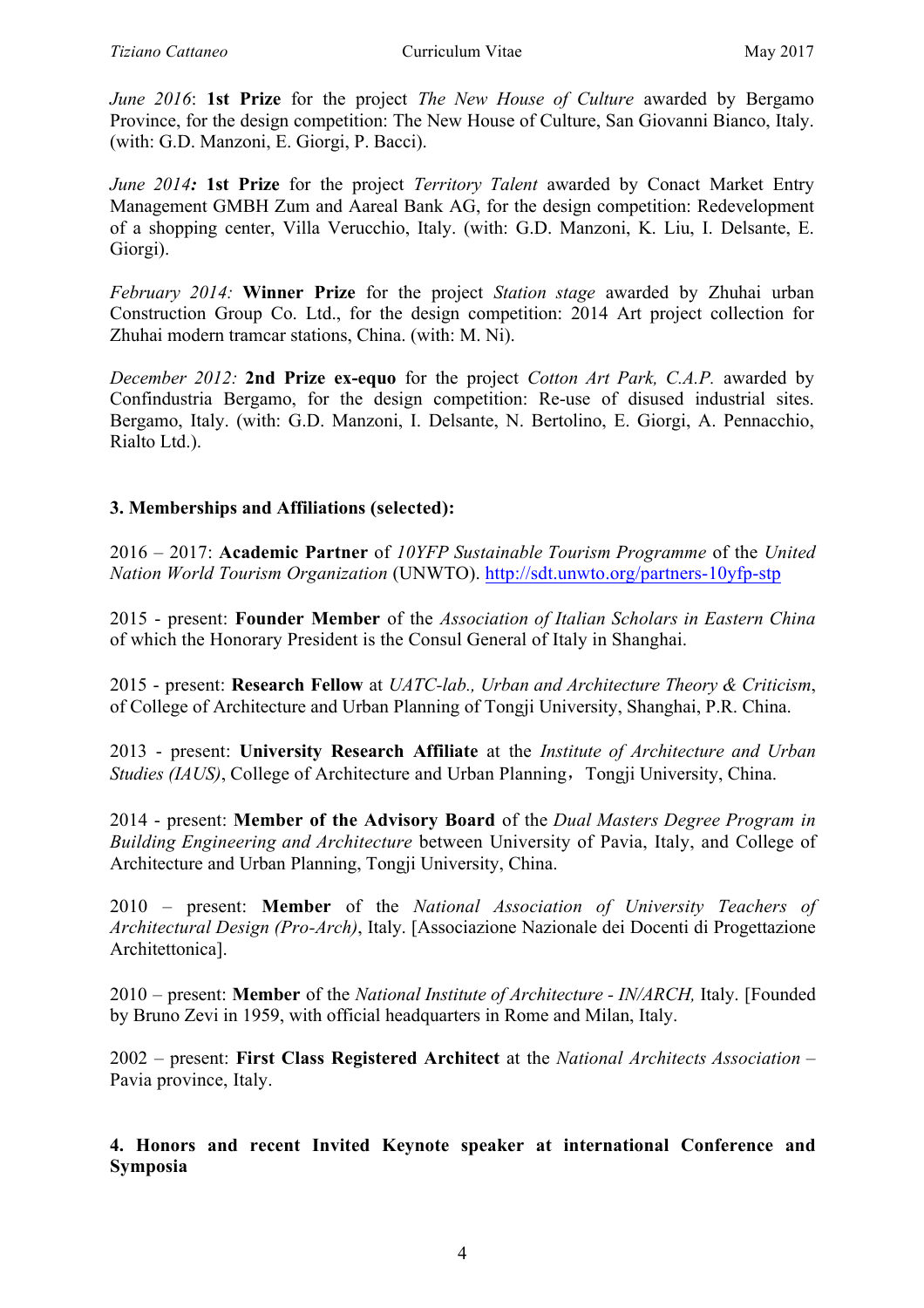*June 2016*: **1st Prize** for the project *The New House of Culture* awarded by Bergamo Province, for the design competition: The New House of Culture, San Giovanni Bianco, Italy. (with: G.D. Manzoni, E. Giorgi, P. Bacci).

*June 2014:* **1st Prize** for the project *Territory Talent* awarded by Conact Market Entry Management GMBH Zum and Aareal Bank AG, for the design competition: Redevelopment of a shopping center, Villa Verucchio, Italy. (with: G.D. Manzoni, K. Liu, I. Delsante, E. Giorgi).

*February 2014:* **Winner Prize** for the project *Station stage* awarded by Zhuhai urban Construction Group Co. Ltd., for the design competition: 2014 Art project collection for Zhuhai modern tramcar stations, China. (with: M. Ni).

*December 2012:* **2nd Prize ex-equo** for the project *Cotton Art Park, C.A.P.* awarded by Confindustria Bergamo, for the design competition: Re-use of disused industrial sites. Bergamo, Italy. (with: G.D. Manzoni, I. Delsante, N. Bertolino, E. Giorgi, A. Pennacchio, Rialto Ltd.).

## 3. Memberships and Affiliations (selected):

2016 – 2017: **Academic Partner** of *10YFP Sustainable Tourism Programme* of the *United Nation World Tourism Organization* (UNWTO). http://sdt.unwto.org/partners-10yfp-stp

2015 - present: **Founder Member** of the *Association of Italian Scholars in Eastern China* of which the Honorary President is the Consul General of Italy in Shanghai.

2015 - present: **Research Fellow** at *UATC-lab., Urban and Architecture Theory & Criticism*, of College of Architecture and Urban Planning of Tongji University, Shanghai, P.R. China.

2013 - present: **University Research Affiliate** at the *Institute of Architecture and Urban Studies (IAUS)*, College of Architecture and Urban Planning，Tongji University, China.

2014 - present: **Member of the Advisory Board** of the *Dual Masters Degree Program in Building Engineering and Architecture* between University of Pavia, Italy, and College of Architecture and Urban Planning, Tongji University, China.

2010 – present: **Member** of the *National Association of University Teachers of Architectural Design (Pro-Arch)*, Italy. [Associazione Nazionale dei Docenti di Progettazione Architettonica].

2010 – present: **Member** of the *National Institute of Architecture - IN/ARCH,* Italy. [Founded by Bruno Zevi in 1959, with official headquarters in Rome and Milan, Italy.

2002 – present: **First Class Registered Architect** at the *National Architects Association* – Pavia province, Italy.

## 4. Honors and recent Invited Keynote speaker at international Conference and Symposia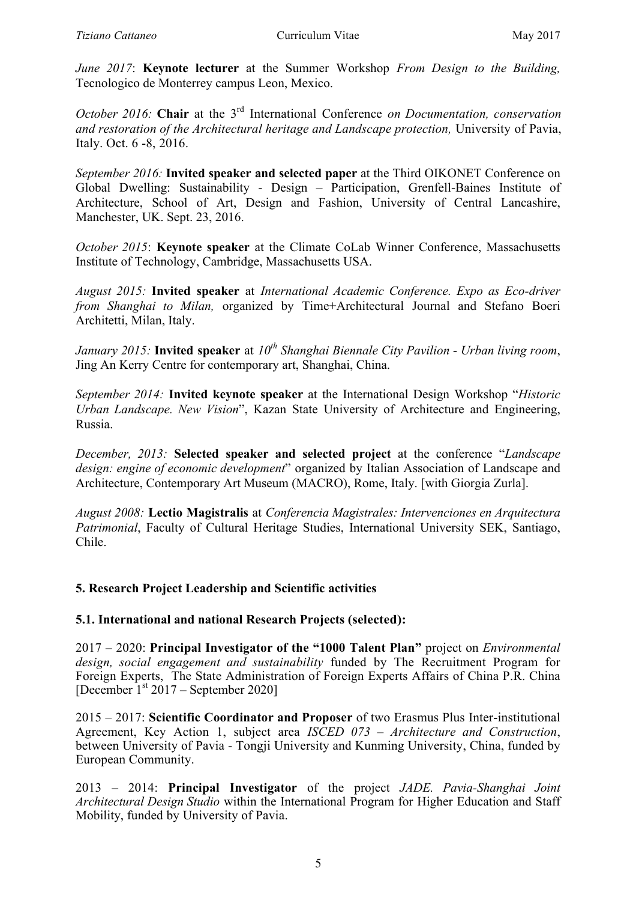*June 2017*: **Keynote lecturer** at the Summer Workshop *From Design to the Building,* Tecnologico de Monterrey campus Leon, Mexico.

*October 2016:* **Chair** at the 3rd International Conference *on Documentation, conservation and restoration of the Architectural heritage and Landscape protection,* University of Pavia, Italy. Oct. 6 -8, 2016.

*September 2016:* **Invited speaker and selected paper** at the Third OIKONET Conference on Global Dwelling: Sustainability - Design – Participation, Grenfell-Baines Institute of Architecture, School of Art, Design and Fashion, University of Central Lancashire, Manchester, UK. Sept. 23, 2016.

*October 2015*: **Keynote speaker** at the Climate CoLab Winner Conference, Massachusetts Institute of Technology, Cambridge, Massachusetts USA.

*August 2015:* **Invited speaker** at *International Academic Conference. Expo as Eco-driver from Shanghai to Milan,* organized by Time+Architectural Journal and Stefano Boeri Architetti, Milan, Italy.

*January 2015:* **Invited speaker** at *10th Shanghai Biennale City Pavilion - Urban living room*, Jing An Kerry Centre for contemporary art, Shanghai, China.

*September 2014:* **Invited keynote speaker** at the International Design Workshop "*Historic Urban Landscape. New Vision*", Kazan State University of Architecture and Engineering, Russia.

*December, 2013:* **Selected speaker and selected project** at the conference "*Landscape design: engine of economic development*" organized by Italian Association of Landscape and Architecture, Contemporary Art Museum (MACRO), Rome, Italy. [with Giorgia Zurla].

*August 2008:* **Lectio Magistralis** at *Conferencia Magistrales: Intervenciones en Arquitectura Patrimonial*, Faculty of Cultural Heritage Studies, International University SEK, Santiago, Chile.

## 5. Research Project Leadership and Scientific activities

### 5.1. International and national Research Projects (selected):

2017 – 2020: **Principal Investigator of the "1000 Talent Plan"** project on *Environmental design, social engagement and sustainability* funded by The Recruitment Program for Foreign Experts, The State Administration of Foreign Experts Affairs of China P.R. China [December 1st 2017 – September 2020]

2015 – 2017: **Scientific Coordinator and Proposer** of two Erasmus Plus Inter-institutional Agreement, Key Action 1, subject area *ISCED 073 – Architecture and Construction*, between University of Pavia - Tongji University and Kunming University, China, funded by European Community.

2013 – 2014: **Principal Investigator** of the project *JADE. Pavia-Shanghai Joint Architectural Design Studio* within the International Program for Higher Education and Staff Mobility, funded by University of Pavia.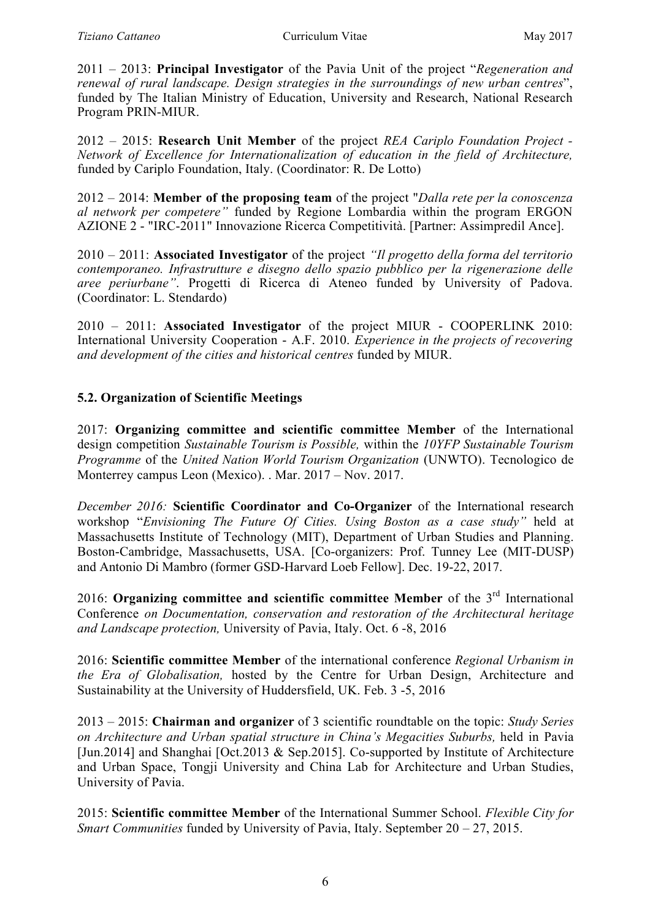2011 – 2013: **Principal Investigator** of the Pavia Unit of the project "*Regeneration and renewal of rural landscape. Design strategies in the surroundings of new urban centres*", funded by The Italian Ministry of Education, University and Research, National Research Program PRIN-MIUR.

2012 – 2015: **Research Unit Member** of the project *REA Cariplo Foundation Project - Network of Excellence for Internationalization of education in the field of Architecture,* funded by Cariplo Foundation, Italy. (Coordinator: R. De Lotto)

2012 – 2014: **Member of the proposing team** of the project "*Dalla rete per la conoscenza al network per competere"* funded by Regione Lombardia within the program ERGON AZIONE 2 - "IRC-2011" Innovazione Ricerca Competitività. [Partner: Assimpredil Ance].

2010 – 2011: **Associated Investigator** of the project *"Il progetto della forma del territorio contemporaneo. Infrastrutture e disegno dello spazio pubblico per la rigenerazione delle aree periurbane"*. Progetti di Ricerca di Ateneo funded by University of Padova. (Coordinator: L. Stendardo)

2010 – 2011: **Associated Investigator** of the project MIUR - COOPERLINK 2010: International University Cooperation - A.F. 2010. *Experience in the projects of recovering and development of the cities and historical centres* funded by MIUR.

### 5.2. Organization of Scientific Meetings

2017: **Organizing committee and scientific committee Member** of the International design competition *Sustainable Tourism is Possible,* within the *10YFP Sustainable Tourism Programme* of the *United Nation World Tourism Organization* (UNWTO). Tecnologico de Monterrey campus Leon (Mexico). . Mar. 2017 – Nov. 2017.

*December 2016:* **Scientific Coordinator and Co-Organizer** of the International research workshop "*Envisioning The Future Of Cities. Using Boston as a case study"* held at Massachusetts Institute of Technology (MIT), Department of Urban Studies and Planning. Boston-Cambridge, Massachusetts, USA. [Co-organizers: Prof. Tunney Lee (MIT-DUSP) and Antonio Di Mambro (former GSD-Harvard Loeb Fellow]. Dec. 19-22, 2017.

2016: **Organizing committee and scientific committee Member** of the 3rd International Conference *on Documentation, conservation and restoration of the Architectural heritage and Landscape protection,* University of Pavia, Italy. Oct. 6 -8, 2016

2016: **Scientific committee Member** of the international conference *Regional Urbanism in the Era of Globalisation,* hosted by the Centre for Urban Design, Architecture and Sustainability at the University of Huddersfield, UK. Feb. 3 -5, 2016

2013 – 2015: **Chairman and organizer** of 3 scientific roundtable on the topic: *Study Series on Architecture and Urban spatial structure in China's Megacities Suburbs,* held in Pavia [Jun.2014] and Shanghai [Oct.2013 & Sep.2015]. Co-supported by Institute of Architecture and Urban Space, Tongji University and China Lab for Architecture and Urban Studies, University of Pavia.

2015: **Scientific committee Member** of the International Summer School. *Flexible City for Smart Communities* funded by University of Pavia, Italy. September 20 – 27, 2015.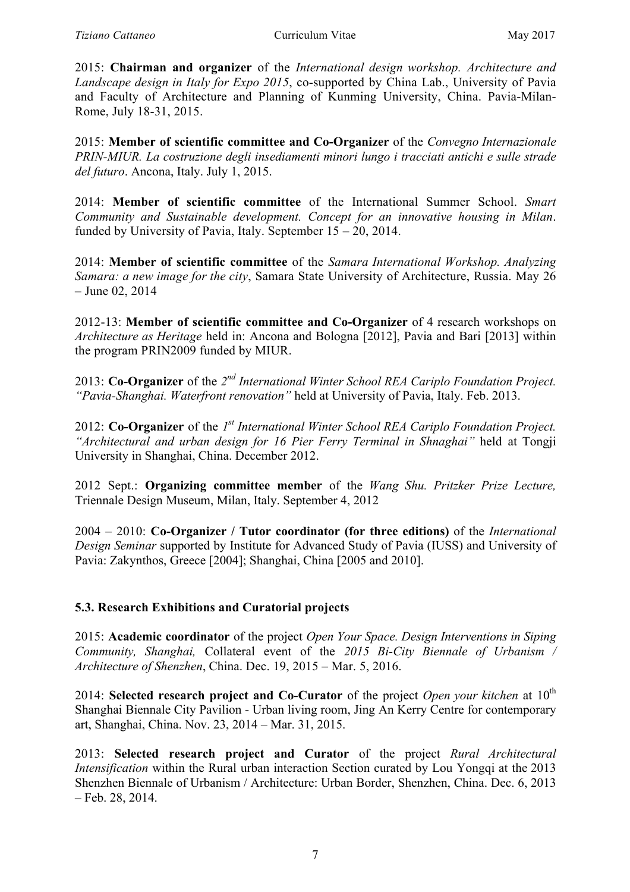2015: **Chairman and organizer** of the *International design workshop. Architecture and Landscape design in Italy for Expo 2015*, co-supported by China Lab., University of Pavia and Faculty of Architecture and Planning of Kunming University, China. Pavia-Milan-Rome, July 18-31, 2015.

2015: **Member of scientific committee and Co-Organizer** of the *Convegno Internazionale PRIN-MIUR. La costruzione degli insediamenti minori lungo i tracciati antichi e sulle strade del futuro*. Ancona, Italy. July 1, 2015.

2014: **Member of scientific committee** of the International Summer School. *Smart Community and Sustainable development. Concept for an innovative housing in Milan*. funded by University of Pavia, Italy. September 15 – 20, 2014.

2014: **Member of scientific committee** of the *Samara International Workshop. Analyzing Samara: a new image for the city*, Samara State University of Architecture, Russia. May 26 – June 02, 2014

2012-13: **Member of scientific committee and Co-Organizer** of 4 research workshops on *Architecture as Heritage* held in: Ancona and Bologna [2012], Pavia and Bari [2013] within the program PRIN2009 funded by MIUR.

2013: **Co-Organizer** of the *2nd International Winter School REA Cariplo Foundation Project. "Pavia-Shanghai. Waterfront renovation"* held at University of Pavia, Italy. Feb. 2013.

2012: **Co-Organizer** of the *1st International Winter School REA Cariplo Foundation Project. "Architectural and urban design for 16 Pier Ferry Terminal in Shnaghai"* held at Tongji University in Shanghai, China. December 2012.

2012 Sept.: **Organizing committee member** of the *Wang Shu. Pritzker Prize Lecture,* Triennale Design Museum, Milan, Italy. September 4, 2012

2004 – 2010: **Co-Organizer / Tutor coordinator (for three editions)** of the *International Design Seminar* supported by Institute for Advanced Study of Pavia (IUSS) and University of Pavia: Zakynthos, Greece [2004]; Shanghai, China [2005 and 2010].

### 5.3. Research Exhibitions and Curatorial projects

2015: **Academic coordinator** of the project *Open Your Space. Design Interventions in Siping Community, Shanghai,* Collateral event of the *2015 Bi-City Biennale of Urbanism / Architecture of Shenzhen*, China. Dec. 19, 2015 – Mar. 5, 2016.

2014: **Selected research project and Co-Curator** of the project *Open your kitchen* at 10th Shanghai Biennale City Pavilion - Urban living room, Jing An Kerry Centre for contemporary art, Shanghai, China. Nov. 23, 2014 – Mar. 31, 2015.

2013: **Selected research project and Curator** of the project *Rural Architectural Intensification* within the Rural urban interaction Section curated by Lou Yongqi at the 2013 Shenzhen Biennale of Urbanism / Architecture: Urban Border, Shenzhen, China. Dec. 6, 2013 – Feb. 28, 2014.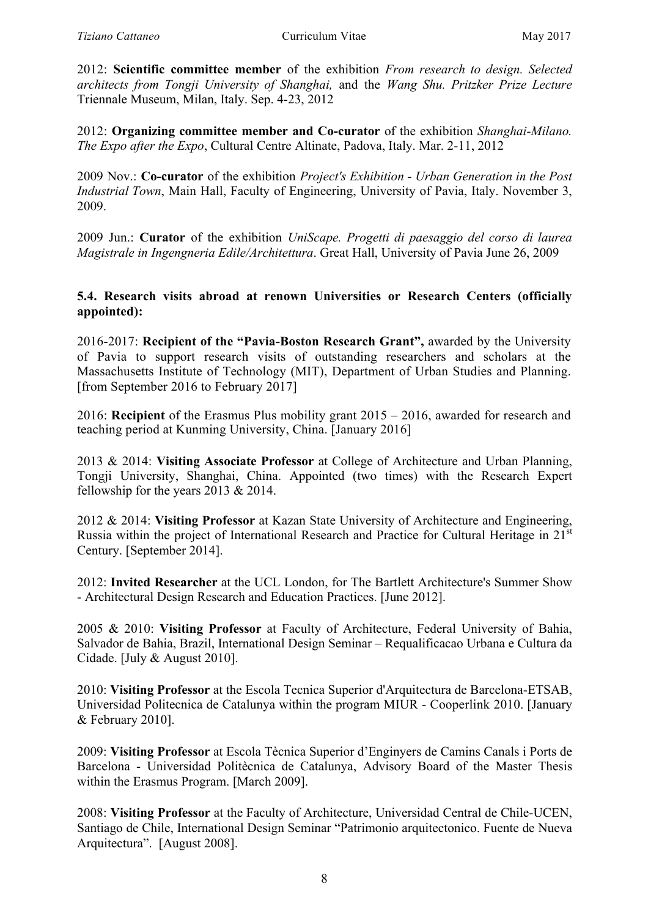2012: **Scientific committee member** of the exhibition *From research to design. Selected architects from Tongji University of Shanghai,* and the *Wang Shu. Pritzker Prize Lecture* Triennale Museum, Milan, Italy. Sep. 4-23, 2012

2012: **Organizing committee member and Co-curator** of the exhibition *Shanghai-Milano. The Expo after the Expo*, Cultural Centre Altinate, Padova, Italy. Mar. 2-11, 2012

2009 Nov.: **Co-curator** of the exhibition *Project's Exhibition - Urban Generation in the Post Industrial Town*, Main Hall, Faculty of Engineering, University of Pavia, Italy. November 3, 2009.

2009 Jun.: **Curator** of the exhibition *UniScape. Progetti di paesaggio del corso di laurea Magistrale in Ingengneria Edile/Architettura*. Great Hall, University of Pavia June 26, 2009

**5.4. Research visits abroad at renown Universities or Research Centers (officially appointed):**

2016-2017: **Recipient of the "Pavia-Boston Research Grant",** awarded by the University of Pavia to support research visits of outstanding researchers and scholars at the Massachusetts Institute of Technology (MIT), Department of Urban Studies and Planning. [from September 2016 to February 2017]

2016: **Recipient** of the Erasmus Plus mobility grant 2015 – 2016, awarded for research and teaching period at Kunming University, China. [January 2016]

2013 & 2014: **Visiting Associate Professor** at College of Architecture and Urban Planning, Tongji University, Shanghai, China. Appointed (two times) with the Research Expert fellowship for the years 2013 & 2014.

2012 & 2014: **Visiting Professor** at Kazan State University of Architecture and Engineering, Russia within the project of International Research and Practice for Cultural Heritage in 21st Century. [September 2014].

2012: **Invited Researcher** at the UCL London, for The Bartlett Architecture's Summer Show - Architectural Design Research and Education Practices. [June 2012].

2005 & 2010: **Visiting Professor** at Faculty of Architecture, Federal University of Bahia, Salvador de Bahia, Brazil, International Design Seminar – Requalificacao Urbana e Cultura da Cidade. [July & August 2010].

2010: **Visiting Professor** at the Escola Tecnica Superior d'Arquitectura de Barcelona-ETSAB, Universidad Politecnica de Catalunya within the program MIUR - Cooperlink 2010. [January & February 2010].

2009: **Visiting Professor** at Escola Tècnica Superior d'Enginyers de Camins Canals i Ports de Barcelona - Universidad Politècnica de Catalunya, Advisory Board of the Master Thesis within the Erasmus Program. [March 2009].

2008: **Visiting Professor** at the Faculty of Architecture, Universidad Central de Chile-UCEN, Santiago de Chile, International Design Seminar "Patrimonio arquitectonico. Fuente de Nueva Arquitectura". [August 2008].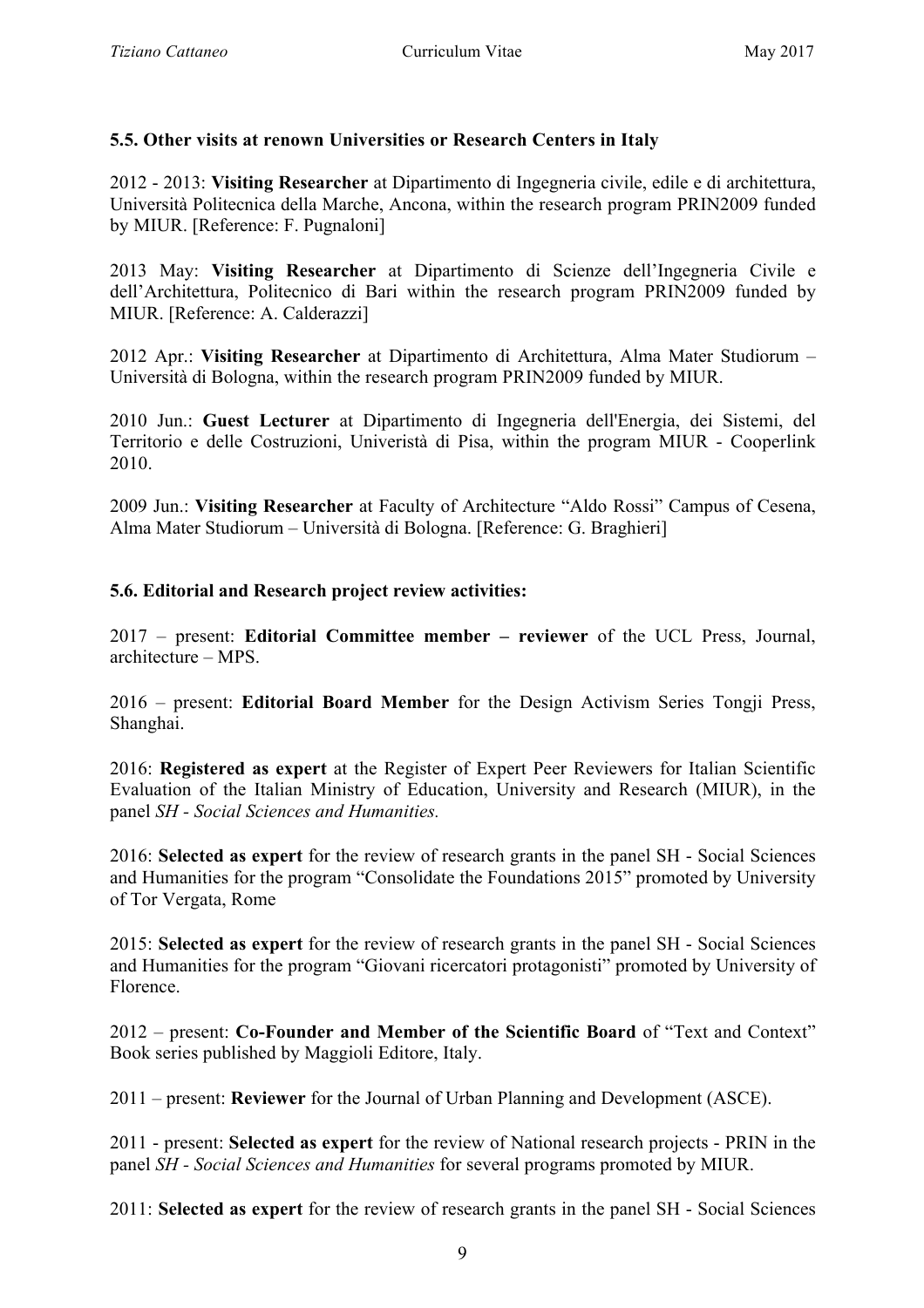### 5.5. Other visits at renown Universities or Research Centers in Italy

2012 - 2013: **Visiting Researcher** at Dipartimento di Ingegneria civile, edile e di architettura, Università Politecnica della Marche, Ancona, within the research program PRIN2009 funded by MIUR. [Reference: F. Pugnaloni]

2013 May: **Visiting Researcher** at Dipartimento di Scienze dell'Ingegneria Civile e dell'Architettura, Politecnico di Bari within the research program PRIN2009 funded by MIUR. [Reference: A. Calderazzi]

2012 Apr.: **Visiting Researcher** at Dipartimento di Architettura, Alma Mater Studiorum – Università di Bologna, within the research program PRIN2009 funded by MIUR.

2010 Jun.: **Guest Lecturer** at Dipartimento di Ingegneria dell'Energia, dei Sistemi, del Territorio e delle Costruzioni, Univeristà di Pisa, within the program MIUR - Cooperlink 2010.

2009 Jun.: **Visiting Researcher** at Faculty of Architecture "Aldo Rossi" Campus of Cesena, Alma Mater Studiorum – Università di Bologna. [Reference: G. Braghieri]

### 5.6. Editorial and Research project review activities:

2017 – present: **Editorial Committee member – reviewer** of the UCL Press, Journal, architecture – MPS.

2016 – present: **Editorial Board Member** for the Design Activism Series Tongji Press, Shanghai.

2016: **Registered as expert** at the Register of Expert Peer Reviewers for Italian Scientific Evaluation of the Italian Ministry of Education, University and Research (MIUR), in the panel *SH - Social Sciences and Humanities.*

2016: **Selected as expert** for the review of research grants in the panel SH - Social Sciences and Humanities for the program "Consolidate the Foundations 2015" promoted by University of Tor Vergata, Rome

2015: **Selected as expert** for the review of research grants in the panel SH - Social Sciences and Humanities for the program "Giovani ricercatori protagonisti" promoted by University of Florence.

2012 – present: **Co-Founder and Member of the Scientific Board** of "Text and Context" Book series published by Maggioli Editore, Italy.

2011 – present: **Reviewer** for the Journal of Urban Planning and Development (ASCE).

2011 - present: **Selected as expert** for the review of National research projects - PRIN in the panel *SH - Social Sciences and Humanities* for several programs promoted by MIUR.

2011: **Selected as expert** for the review of research grants in the panel SH - Social Sciences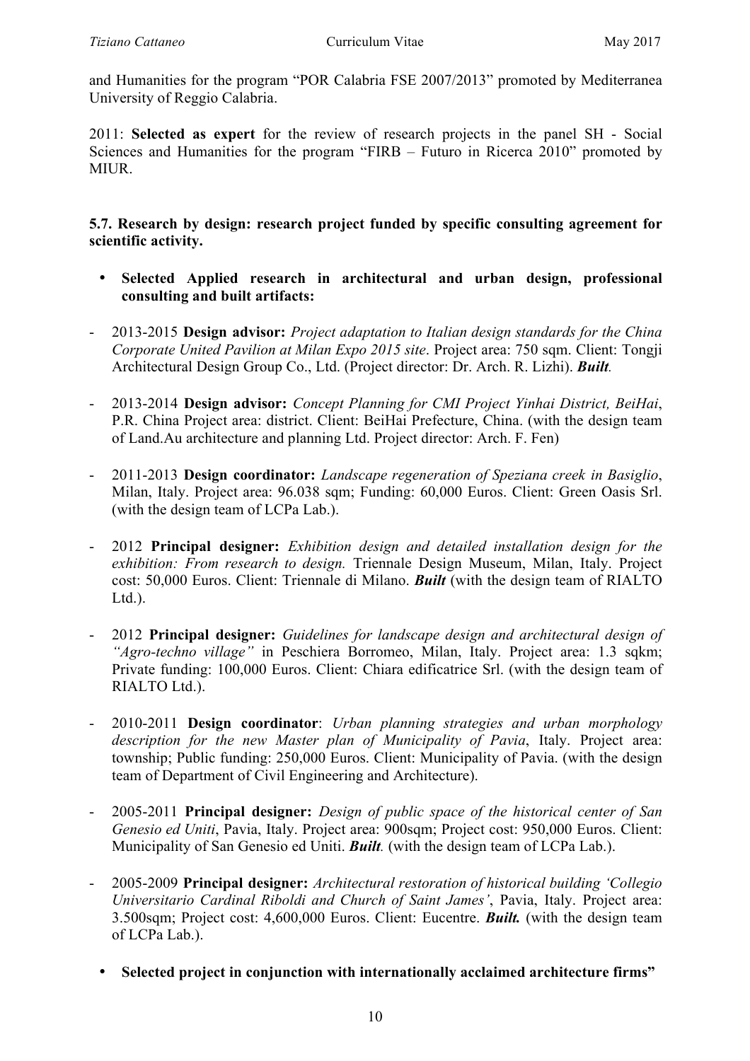and Humanities for the program “POR Calabria FSE 2007/2013” promoted by Mediterranea University of Reggio Calabria.

2011: **Selected as expert** for the review of research projects in the panel SH - Social Sciences and Humanities for the program “FIRB – Futuro in Ricerca 2010” promoted by MIUR.

**5.7. Research by design: research project funded by specific consulting agreement for scientific activity.**

- **Selected Applied research in architectural and urban design, professional consulting and built artifacts:**

- 2013-2015 **Design advisor:** *Project adaptation to Italian design standards for the China Corporate United Pavilion at Milan Expo 2015 site*. Project area: 750 sqm. Client: Tongji Architectural Design Group Co., Ltd. (Project director: Dr. Arch. R. Lizhi). ***Built.***

- 2013-2014 **Design advisor:** *Concept Planning for CMI Project Yinhai District, BeiHai*, P.R. China Project area: district. Client: BeiHai Prefecture, China. (with the design team of Land.Au architecture and planning Ltd. Project director: Arch. F. Fen)

- 2011-2013 **Design coordinator:** *Landscape regeneration of Speziana creek in Basiglio*, Milan, Italy. Project area: 96.038 sqm; Funding: 60,000 Euros. Client: Green Oasis Srl. (with the design team of LCPa Lab.).

- 2012 **Principal designer:** *Exhibition design and detailed installation design for the exhibition: From research to design.* Triennale Design Museum, Milan, Italy. Project cost: 50,000 Euros. Client: Triennale di Milano. ***Built*** (with the design team of RIALTO Ltd.).

- 2012 **Principal designer:** *Guidelines for landscape design and architectural design of “Agro-techno village”* in Peschiera Borromeo, Milan, Italy. Project area: 1.3 sqkm; Private funding: 100,000 Euros. Client: Chiara edificatrice Srl. (with the design team of RIALTO Ltd.).

- 2010-2011 **Design coordinator**: *Urban planning strategies and urban morphology description for the new Master plan of Municipality of Pavia*, Italy. Project area: township; Public funding: 250,000 Euros. Client: Municipality of Pavia. (with the design team of Department of Civil Engineering and Architecture).

- 2005-2011 **Principal designer:** *Design of public space of the historical center of San Genesio ed Uniti*, Pavia, Italy. Project area: 900sqm; Project cost: 950,000 Euros. Client: Municipality of San Genesio ed Uniti. ***Built.*** (with the design team of LCPa Lab.).

- 2005-2009 **Principal designer:** *Architectural restoration of historical building ‘Collegio Universitario Cardinal Riboldi and Church of Saint James’*, Pavia, Italy. Project area: 3.500sqm; Project cost: 4,600,000 Euros. Client: Eucentre. ***Built.*** (with the design team of LCPa Lab.).

- **Selected project in conjunction with internationally acclaimed architecture firms”**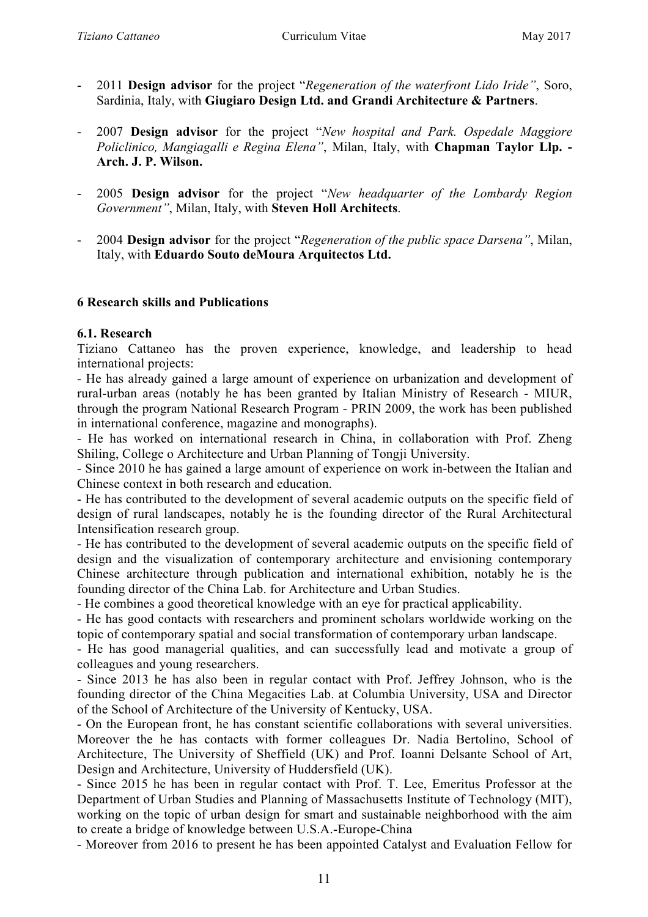- 2011 **Design advisor** for the project "*Regeneration of the waterfront Lido Iride"*, Soro, Sardinia, Italy, with **Giugiaro Design Ltd. and Grandi Architecture & Partners**.

- 2007 **Design advisor** for the project "*New hospital and Park. Ospedale Maggiore Policlinico, Mangiagalli e Regina Elena"*, Milan, Italy, with **Chapman Taylor Llp. - Arch. J. P. Wilson.**

- 2005 **Design advisor** for the project "*New headquarter of the Lombardy Region Government"*, Milan, Italy, with **Steven Holl Architects**.

- 2004 **Design advisor** for the project "*Regeneration of the public space Darsena"*, Milan, Italy, with **Eduardo Souto deMoura Arquitectos Ltd.**

## 6 Research skills and Publications

### 6.1. Research

Tiziano Cattaneo has the proven experience, knowledge, and leadership to head international projects:

- He has already gained a large amount of experience on urbanization and development of rural-urban areas (notably he has been granted by Italian Ministry of Research - MIUR, through the program National Research Program - PRIN 2009, the work has been published in international conference, magazine and monographs).
- He has worked on international research in China, in collaboration with Prof. Zheng Shiling, College o Architecture and Urban Planning of Tongji University.
- Since 2010 he has gained a large amount of experience on work in-between the Italian and Chinese context in both research and education.
- He has contributed to the development of several academic outputs on the specific field of design of rural landscapes, notably he is the founding director of the Rural Architectural Intensification research group.
- He has contributed to the development of several academic outputs on the specific field of design and the visualization of contemporary architecture and envisioning contemporary Chinese architecture through publication and international exhibition, notably he is the founding director of the China Lab. for Architecture and Urban Studies.
- He combines a good theoretical knowledge with an eye for practical applicability.
- He has good contacts with researchers and prominent scholars worldwide working on the topic of contemporary spatial and social transformation of contemporary urban landscape.
- He has good managerial qualities, and can successfully lead and motivate a group of colleagues and young researchers.
- Since 2013 he has also been in regular contact with Prof. Jeffrey Johnson, who is the founding director of the China Megacities Lab. at Columbia University, USA and Director of the School of Architecture of the University of Kentucky, USA.
- On the European front, he has constant scientific collaborations with several universities. Moreover the he has contacts with former colleagues Dr. Nadia Bertolino, School of Architecture, The University of Sheffield (UK) and Prof. Ioanni Delsante School of Art, Design and Architecture, University of Huddersfield (UK).
- Since 2015 he has been in regular contact with Prof. T. Lee, Emeritus Professor at the Department of Urban Studies and Planning of Massachusetts Institute of Technology (MIT), working on the topic of urban design for smart and sustainable neighborhood with the aim to create a bridge of knowledge between U.S.A.-Europe-China
- Moreover from 2016 to present he has been appointed Catalyst and Evaluation Fellow for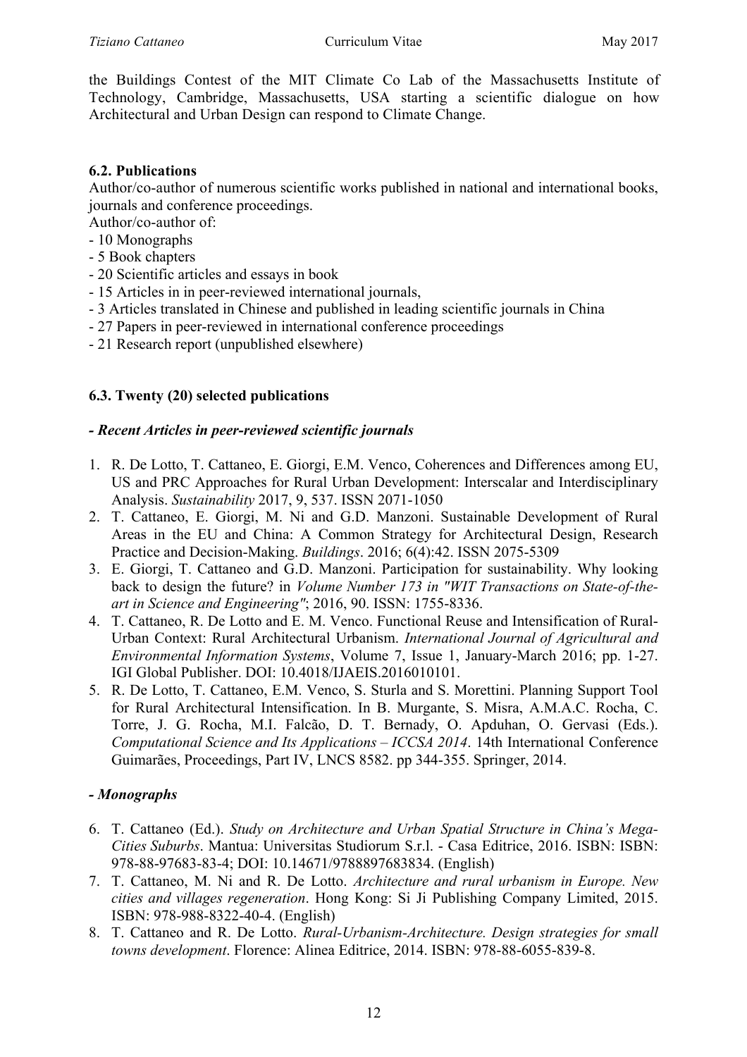the Buildings Contest of the MIT Climate Co Lab of the Massachusetts Institute of Technology, Cambridge, Massachusetts, USA starting a scientific dialogue on how Architectural and Urban Design can respond to Climate Change.

### 6.2. Publications

Author/co-author of numerous scientific works published in national and international books, journals and conference proceedings.

Author/co-author of:

- 10 Monographs
- 5 Book chapters
- 20 Scientific articles and essays in book
- 15 Articles in in peer-reviewed international journals,
- 3 Articles translated in Chinese and published in leading scientific journals in China
- 27 Papers in peer-reviewed in international conference proceedings
- 21 Research report (unpublished elsewhere)

### 6.3. Twenty (20) selected publications

***- Recent Articles in peer-reviewed scientific journals***

1. R. De Lotto, T. Cattaneo, E. Giorgi, E.M. Venco, Coherences and Differences among EU, US and PRC Approaches for Rural Urban Development: Interscalar and Interdisciplinary Analysis. *Sustainability* 2017, 9, 537. ISSN 2071-1050
2. T. Cattaneo, E. Giorgi, M. Ni and G.D. Manzoni. Sustainable Development of Rural Areas in the EU and China: A Common Strategy for Architectural Design, Research Practice and Decision-Making. *Buildings*. 2016; 6(4):42. ISSN 2075-5309
3. E. Giorgi, T. Cattaneo and G.D. Manzoni. Participation for sustainability. Why looking back to design the future? in *Volume Number 173 in "WIT Transactions on State-of-the-art in Science and Engineering"*; 2016, 90. ISSN: 1755-8336.
4. T. Cattaneo, R. De Lotto and E. M. Venco. Functional Reuse and Intensification of Rural-Urban Context: Rural Architectural Urbanism. *International Journal of Agricultural and Environmental Information Systems*, Volume 7, Issue 1, January-March 2016; pp. 1-27. IGI Global Publisher. DOI: 10.4018/IJAEIS.2016010101.
5. R. De Lotto, T. Cattaneo, E.M. Venco, S. Sturla and S. Morettini. Planning Support Tool for Rural Architectural Intensification. In B. Murgante, S. Misra, A.M.A.C. Rocha, C. Torre, J. G. Rocha, M.I. Falcão, D. T. Bernady, O. Apduhan, O. Gervasi (Eds.). *Computational Science and Its Applications – ICCSA 2014*. 14th International Conference Guimarães, Proceedings, Part IV, LNCS 8582. pp 344-355. Springer, 2014.

***- Monographs***

6. T. Cattaneo (Ed.). *Study on Architecture and Urban Spatial Structure in China's Mega-Cities Suburbs*. Mantua: Universitas Studiorum S.r.l. - Casa Editrice, 2016. ISBN: ISBN: 978-88-97683-83-4; DOI: 10.14671/9788897683834. (English)
7. T. Cattaneo, M. Ni and R. De Lotto. *Architecture and rural urbanism in Europe. New cities and villages regeneration*. Hong Kong: Si Ji Publishing Company Limited, 2015. ISBN: 978-988-8322-40-4. (English)
8. T. Cattaneo and R. De Lotto. *Rural-Urbanism-Architecture. Design strategies for small towns development*. Florence: Alinea Editrice, 2014. ISBN: 978-88-6055-839-8.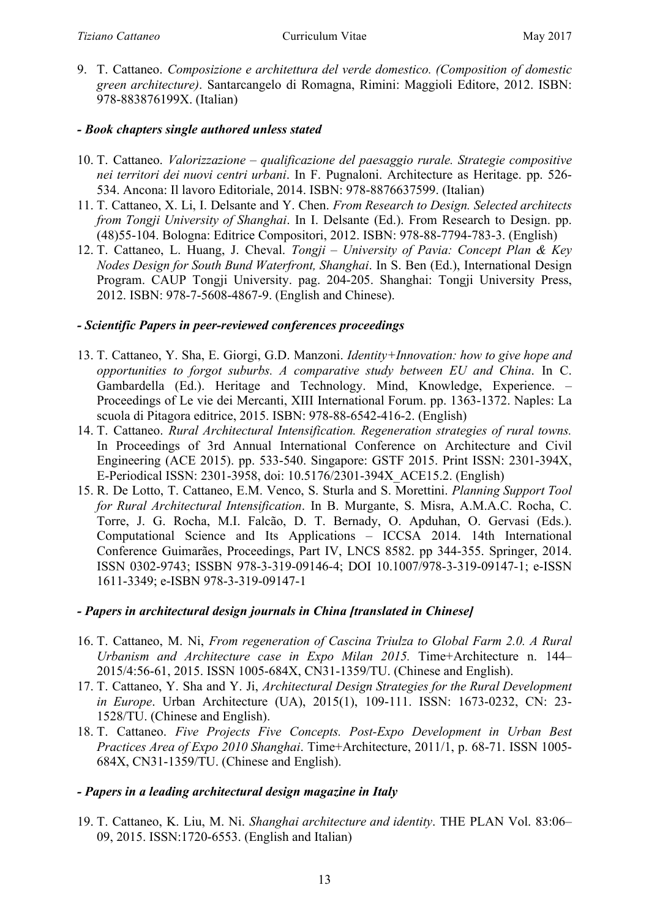9. T. Cattaneo. *Composizione e architettura del verde domestico. (Composition of domestic green architecture)*. Santarcangelo di Romagna, Rimini: Maggioli Editore, 2012. ISBN: 978-883876199X. (Italian)

***- Book chapters single authored unless stated***

10. T. Cattaneo. *Valorizzazione – qualificazione del paesaggio rurale. Strategie compositive nei territori dei nuovi centri urbani*. In F. Pugnaloni. Architecture as Heritage. pp. 526-534. Ancona: Il lavoro Editoriale, 2014. ISBN: 978-8876637599. (Italian)
11. T. Cattaneo, X. Li, I. Delsante and Y. Chen. *From Research to Design. Selected architects from Tongji University of Shanghai*. In I. Delsante (Ed.). From Research to Design. pp. (48)55-104. Bologna: Editrice Compositori, 2012. ISBN: 978-88-7794-783-3. (English)
12. T. Cattaneo, L. Huang, J. Cheval. *Tongji – University of Pavia: Concept Plan & Key Nodes Design for South Bund Waterfront, Shanghai*. In S. Ben (Ed.), International Design Program. CAUP Tongji University. pag. 204-205. Shanghai: Tongji University Press, 2012. ISBN: 978-7-5608-4867-9. (English and Chinese).

***- Scientific Papers in peer-reviewed conferences proceedings***

13. T. Cattaneo, Y. Sha, E. Giorgi, G.D. Manzoni. *Identity+Innovation: how to give hope and opportunities to forgot suburbs. A comparative study between EU and China*. In C. Gambardella (Ed.). Heritage and Technology. Mind, Knowledge, Experience. – Proceedings of Le vie dei Mercanti, XIII International Forum. pp. 1363-1372. Naples: La scuola di Pitagora editrice, 2015. ISBN: 978-88-6542-416-2. (English)
14. T. Cattaneo. *Rural Architectural Intensification. Regeneration strategies of rural towns.* In Proceedings of 3rd Annual International Conference on Architecture and Civil Engineering (ACE 2015). pp. 533-540. Singapore: GSTF 2015. Print ISSN: 2301-394X, E-Periodical ISSN: 2301-3958, doi: 10.5176/2301-394X_ACE15.2. (English)
15. R. De Lotto, T. Cattaneo, E.M. Venco, S. Sturla and S. Morettini. *Planning Support Tool for Rural Architectural Intensification*. In B. Murgante, S. Misra, A.M.A.C. Rocha, C. Torre, J. G. Rocha, M.I. Falcão, D. T. Bernady, O. Apduhan, O. Gervasi (Eds.). Computational Science and Its Applications – ICCSA 2014. 14th International Conference Guimarães, Proceedings, Part IV, LNCS 8582. pp 344-355. Springer, 2014. ISSN 0302-9743; ISSBN 978-3-319-09146-4; DOI 10.1007/978-3-319-09147-1; e-ISSN 1611-3349; e-ISBN 978-3-319-09147-1

***- Papers in architectural design journals in China [translated in Chinese]***

16. T. Cattaneo, M. Ni, *From regeneration of Cascina Triulza to Global Farm 2.0. A Rural Urbanism and Architecture case in Expo Milan 2015.* Time+Architecture n. 144–2015/4:56-61, 2015. ISSN 1005-684X, CN31-1359/TU. (Chinese and English).
17. T. Cattaneo, Y. Sha and Y. Ji, *Architectural Design Strategies for the Rural Development in Europe*. Urban Architecture (UA), 2015(1), 109-111. ISSN: 1673-0232, CN: 23-1528/TU. (Chinese and English).
18. T. Cattaneo. *Five Projects Five Concepts. Post-Expo Development in Urban Best Practices Area of Expo 2010 Shanghai*. Time+Architecture, 2011/1, p. 68-71. ISSN 1005-684X, CN31-1359/TU. (Chinese and English).

***- Papers in a leading architectural design magazine in Italy***

19. T. Cattaneo, K. Liu, M. Ni. *Shanghai architecture and identity*. THE PLAN Vol. 83:06–09, 2015. ISSN:1720-6553. (English and Italian)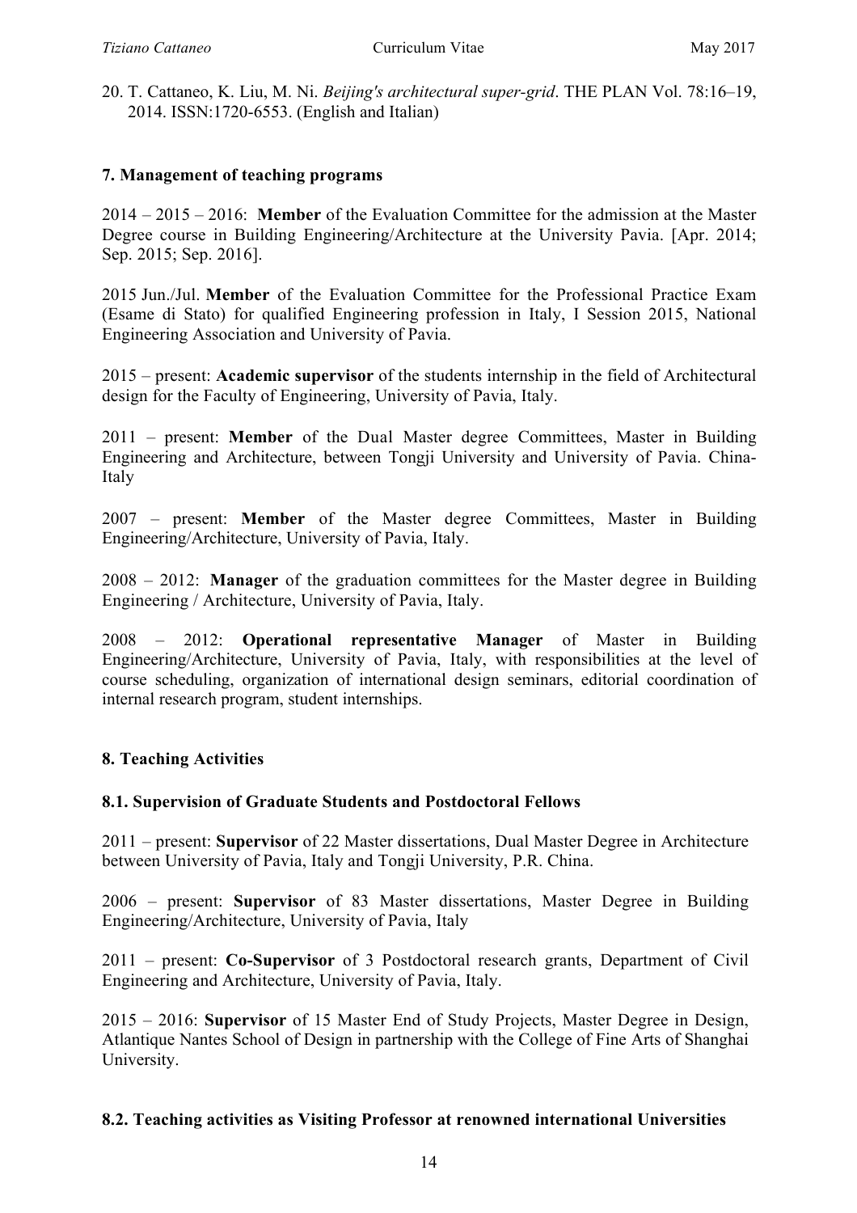20. T. Cattaneo, K. Liu, M. Ni. *Beijing's architectural super-grid*. THE PLAN Vol. 78:16–19, 2014. ISSN:1720-6553. (English and Italian)

### 7. Management of teaching programs

2014 – 2015 – 2016: **Member** of the Evaluation Committee for the admission at the Master Degree course in Building Engineering/Architecture at the University Pavia. [Apr. 2014; Sep. 2015; Sep. 2016].

2015 Jun./Jul. **Member** of the Evaluation Committee for the Professional Practice Exam (Esame di Stato) for qualified Engineering profession in Italy, I Session 2015, National Engineering Association and University of Pavia.

2015 – present: **Academic supervisor** of the students internship in the field of Architectural design for the Faculty of Engineering, University of Pavia, Italy.

2011 – present: **Member** of the Dual Master degree Committees, Master in Building Engineering and Architecture, between Tongji University and University of Pavia. China-Italy

2007 – present: **Member** of the Master degree Committees, Master in Building Engineering/Architecture, University of Pavia, Italy.

2008 – 2012: **Manager** of the graduation committees for the Master degree in Building Engineering / Architecture, University of Pavia, Italy.

2008 – 2012: **Operational representative Manager** of Master in Building Engineering/Architecture, University of Pavia, Italy, with responsibilities at the level of course scheduling, organization of international design seminars, editorial coordination of internal research program, student internships.

### 8. Teaching Activities

#### 8.1. Supervision of Graduate Students and Postdoctoral Fellows

2011 – present: **Supervisor** of 22 Master dissertations, Dual Master Degree in Architecture between University of Pavia, Italy and Tongji University, P.R. China.

2006 – present: **Supervisor** of 83 Master dissertations, Master Degree in Building Engineering/Architecture, University of Pavia, Italy

2011 – present: **Co-Supervisor** of 3 Postdoctoral research grants, Department of Civil Engineering and Architecture, University of Pavia, Italy.

2015 – 2016: **Supervisor** of 15 Master End of Study Projects, Master Degree in Design, Atlantique Nantes School of Design in partnership with the College of Fine Arts of Shanghai University.

#### 8.2. Teaching activities as Visiting Professor at renowned international Universities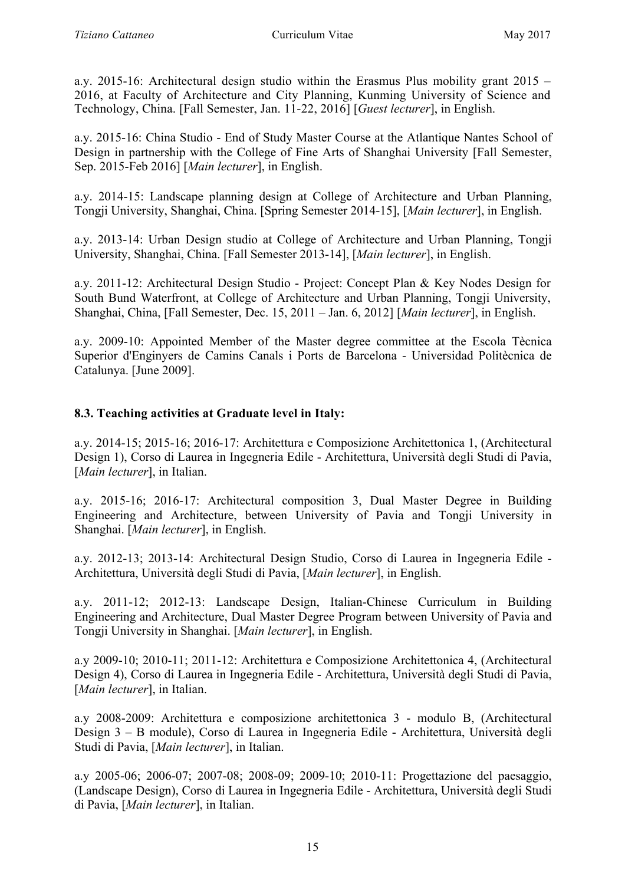a.y. 2015-16: Architectural design studio within the Erasmus Plus mobility grant 2015 – 2016, at Faculty of Architecture and City Planning, Kunming University of Science and Technology, China. [Fall Semester, Jan. 11-22, 2016] [*Guest lecturer*], in English.

a.y. 2015-16: China Studio - End of Study Master Course at the Atlantique Nantes School of Design in partnership with the College of Fine Arts of Shanghai University [Fall Semester, Sep. 2015-Feb 2016] [*Main lecturer*], in English.

a.y. 2014-15: Landscape planning design at College of Architecture and Urban Planning, Tongji University, Shanghai, China. [Spring Semester 2014-15], [*Main lecturer*], in English.

a.y. 2013-14: Urban Design studio at College of Architecture and Urban Planning, Tongji University, Shanghai, China. [Fall Semester 2013-14], [*Main lecturer*], in English.

a.y. 2011-12: Architectural Design Studio - Project: Concept Plan & Key Nodes Design for South Bund Waterfront, at College of Architecture and Urban Planning, Tongji University, Shanghai, China, [Fall Semester, Dec. 15, 2011 – Jan. 6, 2012] [*Main lecturer*], in English.

a.y. 2009-10: Appointed Member of the Master degree committee at the Escola Tècnica Superior d'Enginyers de Camins Canals i Ports de Barcelona - Universidad Politècnica de Catalunya. [June 2009].

### 8.3. Teaching activities at Graduate level in Italy:

a.y. 2014-15; 2015-16; 2016-17: Architettura e Composizione Architettonica 1, (Architectural Design 1), Corso di Laurea in Ingegneria Edile - Architettura, Università degli Studi di Pavia, [*Main lecturer*], in Italian.

a.y. 2015-16; 2016-17: Architectural composition 3, Dual Master Degree in Building Engineering and Architecture, between University of Pavia and Tongji University in Shanghai. [*Main lecturer*], in English.

a.y. 2012-13; 2013-14: Architectural Design Studio, Corso di Laurea in Ingegneria Edile - Architettura, Università degli Studi di Pavia, [*Main lecturer*], in English.

a.y. 2011-12; 2012-13: Landscape Design, Italian-Chinese Curriculum in Building Engineering and Architecture, Dual Master Degree Program between University of Pavia and Tongji University in Shanghai. [*Main lecturer*], in English.

a.y 2009-10; 2010-11; 2011-12: Architettura e Composizione Architettonica 4, (Architectural Design 4), Corso di Laurea in Ingegneria Edile - Architettura, Università degli Studi di Pavia, [*Main lecturer*], in Italian.

a.y 2008-2009: Architettura e composizione architettonica 3 - modulo B, (Architectural Design 3 – B module), Corso di Laurea in Ingegneria Edile - Architettura, Università degli Studi di Pavia, [*Main lecturer*], in Italian.

a.y 2005-06; 2006-07; 2007-08; 2008-09; 2009-10; 2010-11: Progettazione del paesaggio, (Landscape Design), Corso di Laurea in Ingegneria Edile - Architettura, Università degli Studi di Pavia, [*Main lecturer*], in Italian.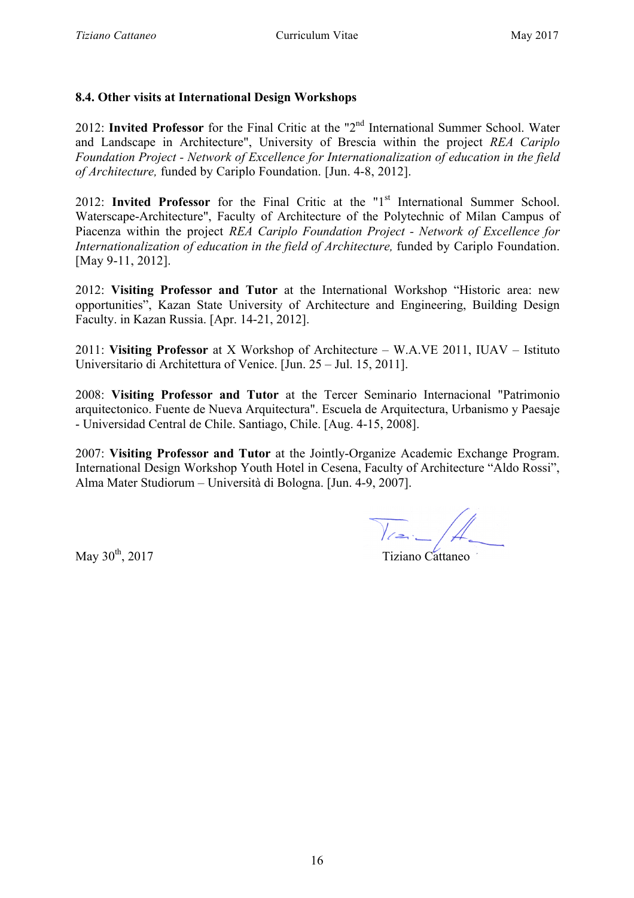### 8.4. Other visits at International Design Workshops

2012: **Invited Professor** for the Final Critic at the "2nd International Summer School. Water and Landscape in Architecture", University of Brescia within the project *REA Cariplo Foundation Project - Network of Excellence for Internationalization of education in the field of Architecture,* funded by Cariplo Foundation. [Jun. 4-8, 2012].

2012: **Invited Professor** for the Final Critic at the "1st International Summer School. Waterscape-Architecture", Faculty of Architecture of the Polytechnic of Milan Campus of Piacenza within the project *REA Cariplo Foundation Project - Network of Excellence for Internationalization of education in the field of Architecture,* funded by Cariplo Foundation. [May 9-11, 2012].

2012: **Visiting Professor and Tutor** at the International Workshop "Historic area: new opportunities", Kazan State University of Architecture and Engineering, Building Design Faculty. in Kazan Russia. [Apr. 14-21, 2012].

2011: **Visiting Professor** at X Workshop of Architecture – W.A.VE 2011, IUAV – Istituto Universitario di Architettura of Venice. [Jun. 25 – Jul. 15, 2011].

2008: **Visiting Professor and Tutor** at the Tercer Seminario Internacional "Patrimonio arquitectonico. Fuente de Nueva Arquitectura". Escuela de Arquitectura, Urbanismo y Paesaje - Universidad Central de Chile. Santiago, Chile. [Aug. 4-15, 2008].

2007: **Visiting Professor and Tutor** at the Jointly-Organize Academic Exchange Program. International Design Workshop Youth Hotel in Cesena, Faculty of Architecture "Aldo Rossi", Alma Mater Studiorum – Università di Bologna. [Jun. 4-9, 2007].

May 30th, 2017

Tiziano Cattaneo